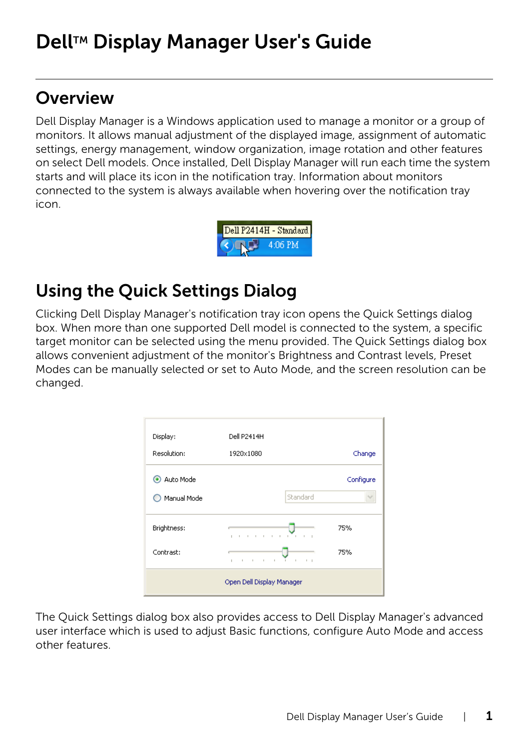# Dell™ Display Manager User's Guide

## Overview

Dell Display Manager is a Windows application used to manage a monitor or a group of monitors. It allows manual adjustment of the displayed image, assignment of automatic settings, energy management, window organization, image rotation and other features on select Dell models. Once installed, Dell Display Manager will run each time the system starts and will place its icon in the notification tray. Information about monitors connected to the system is always available when hovering over the notification tray icon.

## Using the Quick Settings Dialog

Clicking Dell Display Manager's notification tray icon opens the Quick Settings dialog box. When more than one supported Dell model is connected to the system, a specific target monitor can be selected using the menu provided. The Quick Settings dialog box allows convenient adjustment of the monitor's Brightness and Contrast levels, Preset Modes can be manually selected or set to Auto Mode, and the screen resolution can be changed.

The Quick Settings dialog box also provides access to Dell Display Manager's advanced user interface which is used to adjust Basic functions, configure Auto Mode and access other features.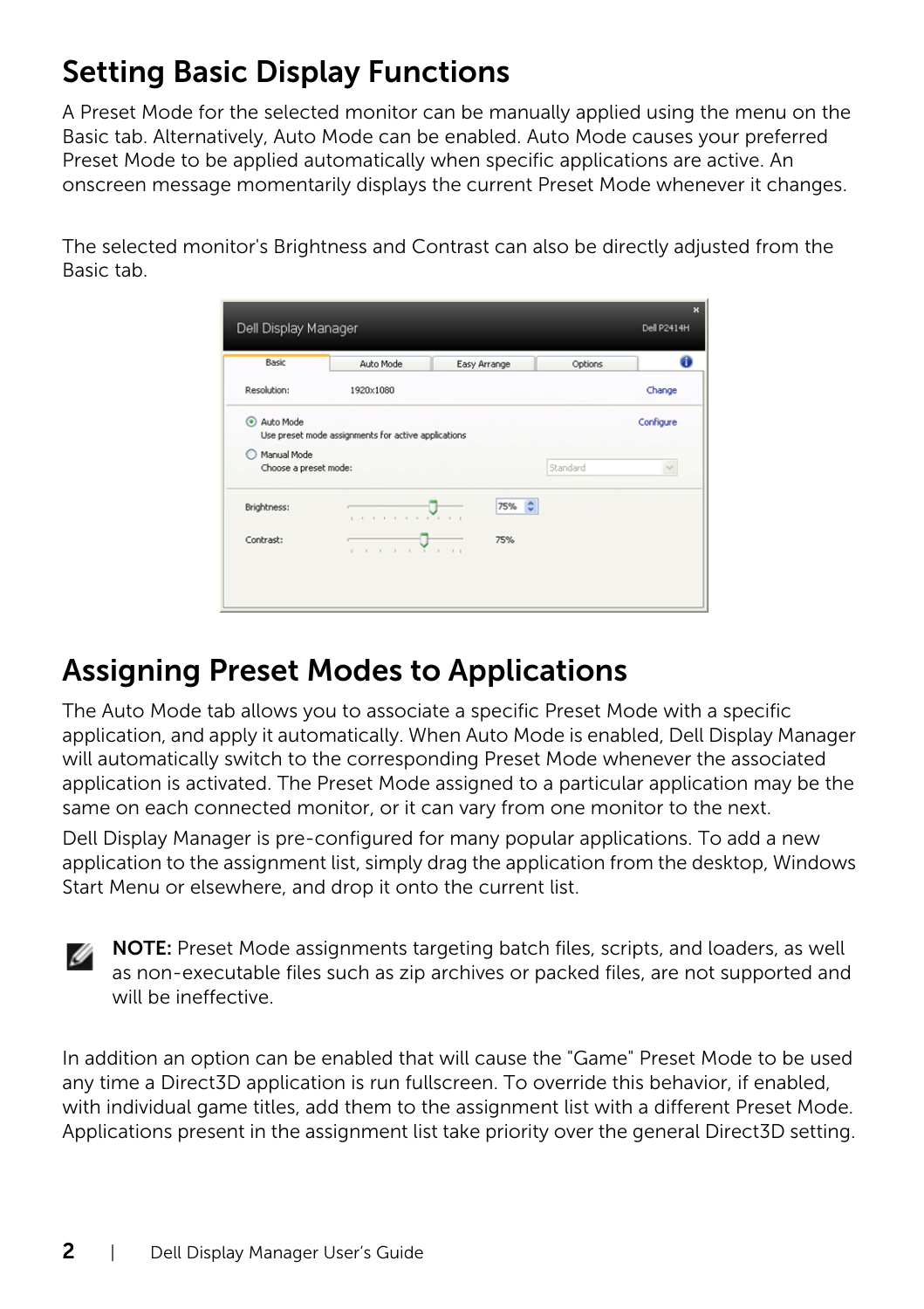## Setting Basic Display Functions

A Preset Mode for the selected monitor can be manually applied using the menu on the Basic tab. Alternatively, Auto Mode can be enabled. Auto Mode causes your preferred Preset Mode to be applied automatically when specific applications are active. An onscreen message momentarily displays the current Preset Mode whenever it changes.

The selected monitor's Brightness and Contrast can also be directly adjusted from the Basic tab.

## Assigning Preset Modes to Applications

The Auto Mode tab allows you to associate a specific Preset Mode with a specific application, and apply it automatically. When Auto Mode is enabled, Dell Display Manager will automatically switch to the corresponding Preset Mode whenever the associated application is activated. The Preset Mode assigned to a particular application may be the same on each connected monitor, or it can vary from one monitor to the next.

Dell Display Manager is pre-configured for many popular applications. To add a new application to the assignment list, simply drag the application from the desktop, Windows Start Menu or elsewhere, and drop it onto the current list.

**NOTE:** Preset Mode assignments targeting batch files, scripts, and loaders, as well as non-executable files such as zip archives or packed files, are not supported and will be ineffective.

In addition an option can be enabled that will cause the "Game" Preset Mode to be used any time a Direct3D application is run fullscreen. To override this behavior, if enabled, with individual game titles, add them to the assignment list with a different Preset Mode. Applications present in the assignment list take priority over the general Direct3D setting.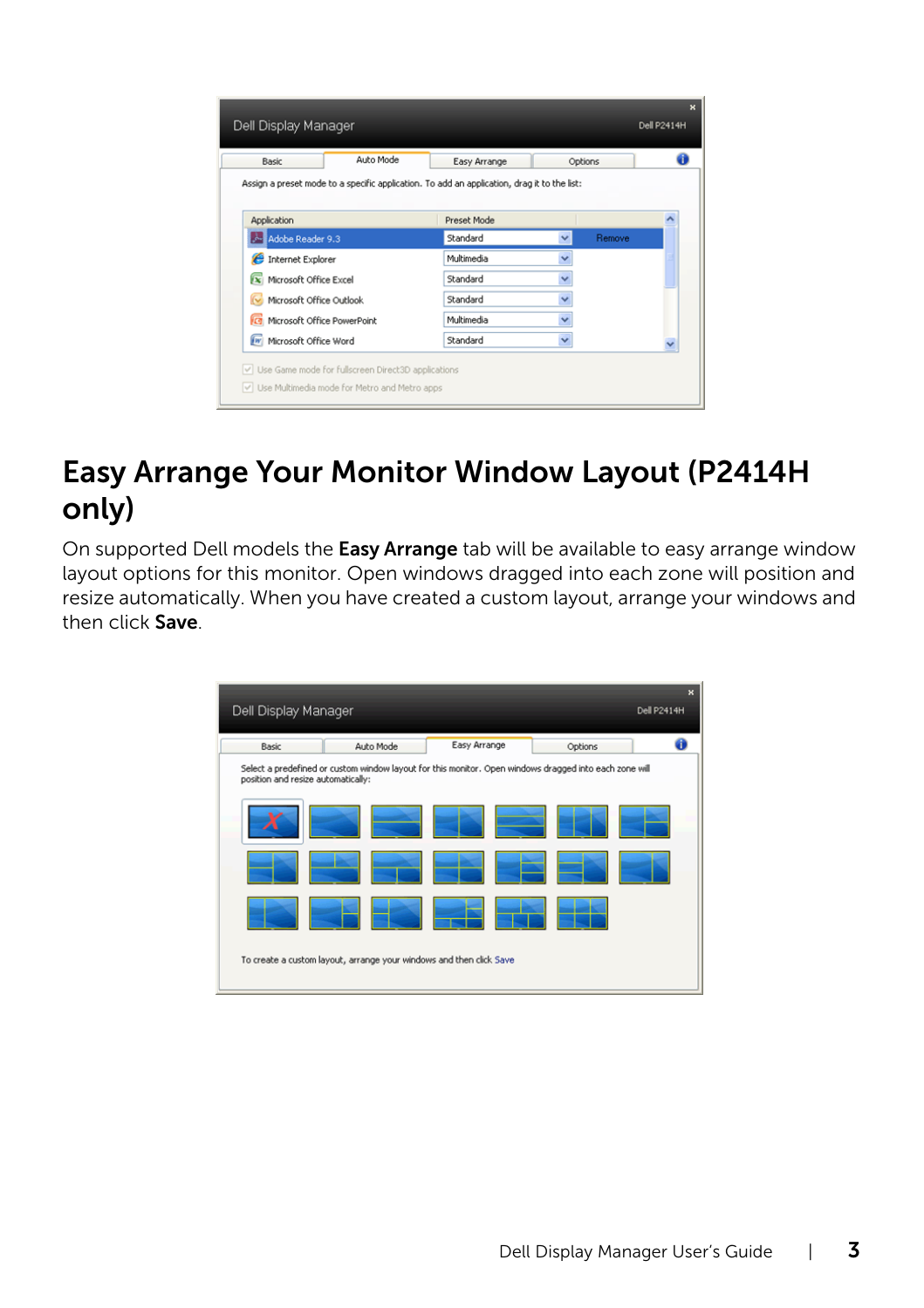## Easy Arrange Your Monitor Window Layout (P2414H only)

On supported Dell models the **Easy Arrange** tab will be available to easy arrange window layout options for this monitor. Open windows dragged into each zone will position and resize automatically. When you have created a custom layout, arrange your windows and then click **Save**.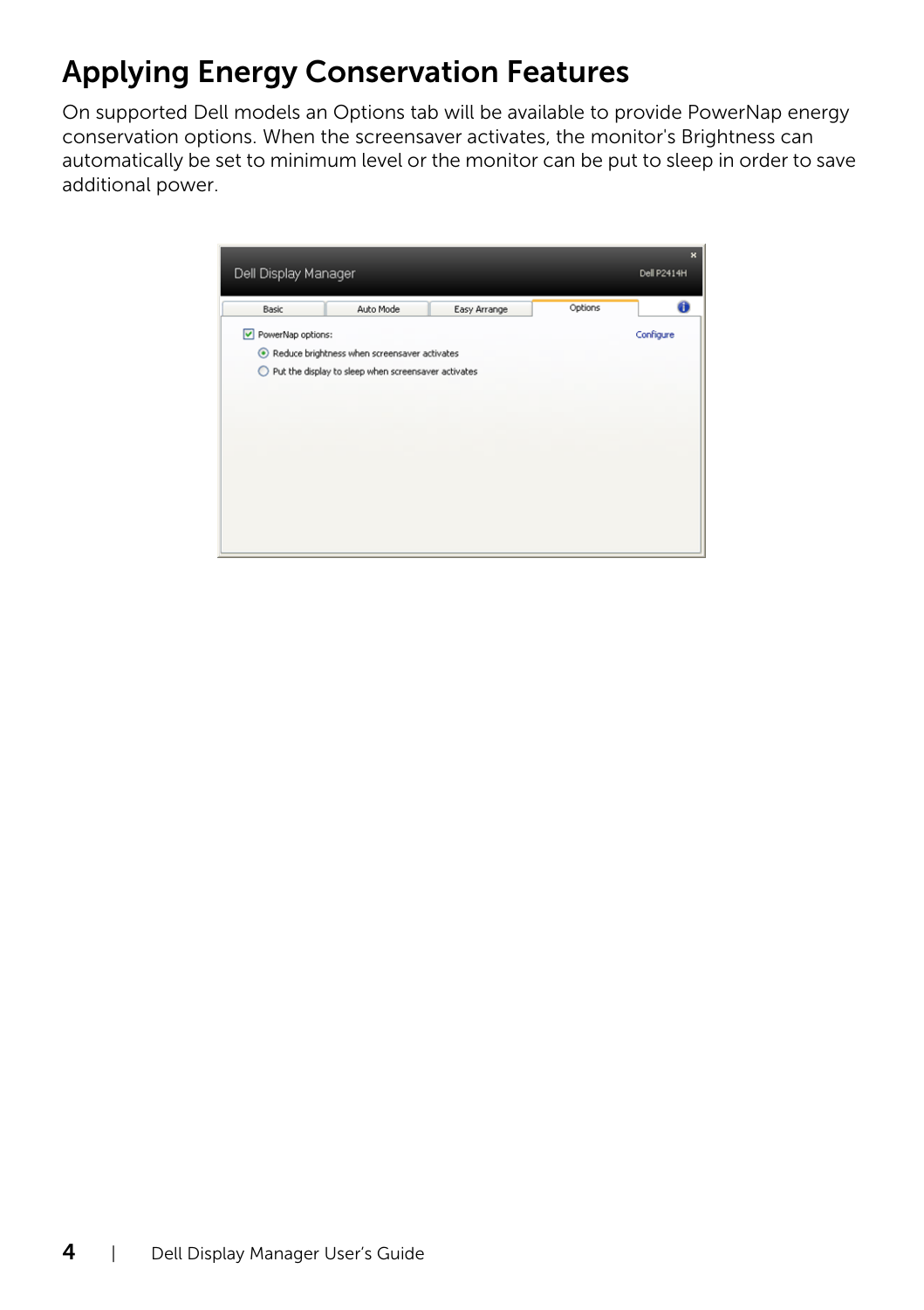# Applying Energy Conservation Features

On supported Dell models an Options tab will be available to provide PowerNap energy conservation options. When the screensaver activates, the monitor's Brightness can automatically be set to minimum level or the monitor can be put to sleep in order to save additional power.